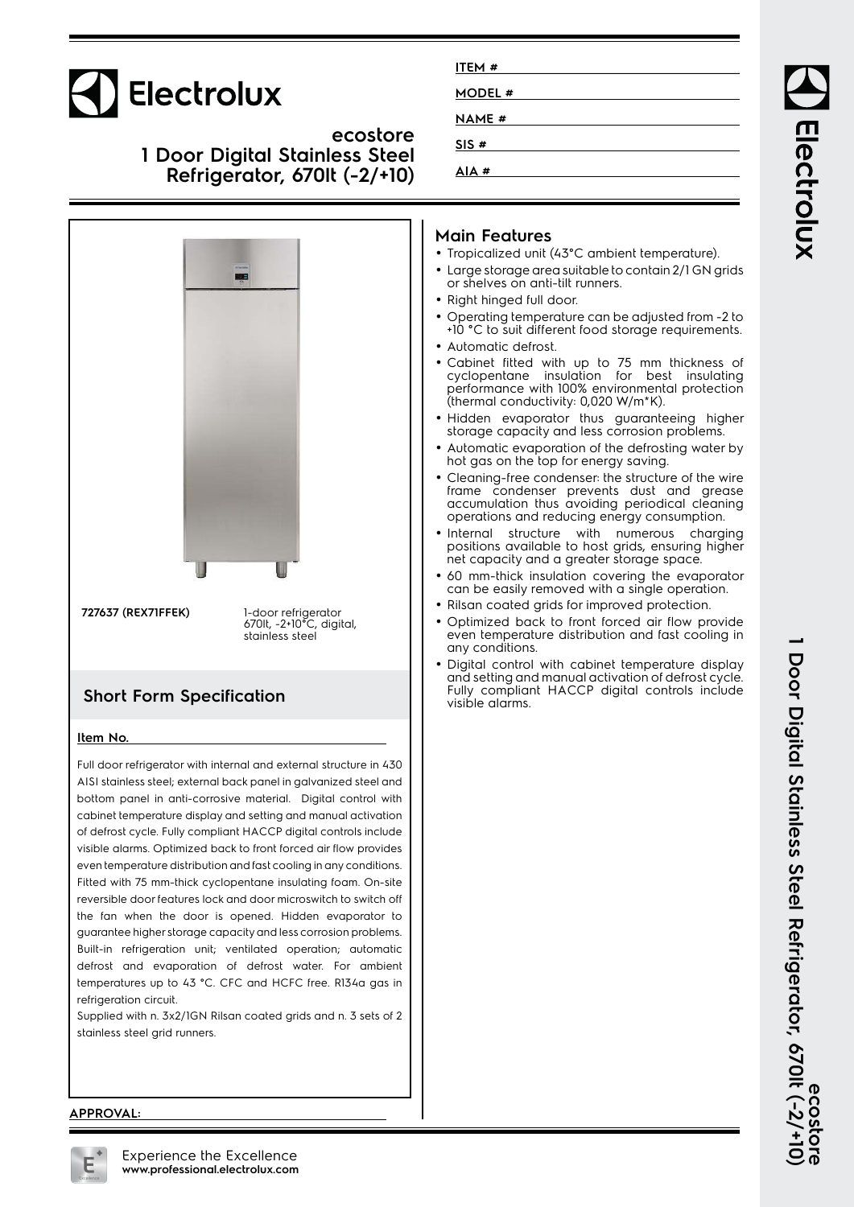# Electrolux

## ecostore 1 Door Digital Stainless Steel Refrigerator, 670lt (-2/+10)

ITEM #

MODEL #

NAME #

SIS #

AIA #

**727637 (REX71FFEK)** — 1-door refrigerator 670lt, -2+10°C, digital, stainless steel

## Short Form Specification

**Item No.**

Full door refrigerator with internal and external structure in 430 AISI stainless steel; external back panel in galvanized steel and bottom panel in anti-corrosive material. Digital control with cabinet temperature display and setting and manual activation of defrost cycle. Fully compliant HACCP digital controls include visible alarms. Optimized back to front forced air flow provides even temperature distribution and fast cooling in any conditions. Fitted with 75 mm-thick cyclopentane insulating foam. On-site reversible door features lock and door microswitch to switch off the fan when the door is opened. Hidden evaporator to guarantee higher storage capacity and less corrosion problems. Built-in refrigeration unit; ventilated operation; automatic defrost and evaporation of defrost water. For ambient temperatures up to 43 °C. CFC and HCFC free. R134a gas in refrigeration circuit.

Supplied with n. 3x2/1GN Rilsan coated grids and n. 3 sets of 2 stainless steel grid runners.

**APPROVAL:**

## Main Features

- Tropicalized unit (43°C ambient temperature).
- Large storage area suitable to contain 2/1 GN grids or shelves on anti-tilt runners.
- Right hinged full door.
- Operating temperature can be adjusted from -2 to +10 °C to suit different food storage requirements.
- Automatic defrost.
- Cabinet fitted with up to 75 mm thickness of cyclopentane insulation for best insulating performance with 100% environmental protection (thermal conductivity: 0,020 W/m*K).
- Hidden evaporator thus guaranteeing higher storage capacity and less corrosion problems.
- Automatic evaporation of the defrosting water by hot gas on the top for energy saving.
- Cleaning-free condenser: the structure of the wire frame condenser prevents dust and grease accumulation thus avoiding periodical cleaning operations and reducing energy consumption.
- Internal structure with numerous charging positions available to host grids, ensuring higher net capacity and a greater storage space.
- 60 mm-thick insulation covering the evaporator can be easily removed with a single operation.
- Rilsan coated grids for improved protection.
- Optimized back to front forced air flow provide even temperature distribution and fast cooling in any conditions.
- Digital control with cabinet temperature display and setting and manual activation of defrost cycle. Fully compliant HACCP digital controls include visible alarms.

Experience the Excellence
**www.professional.electrolux.com**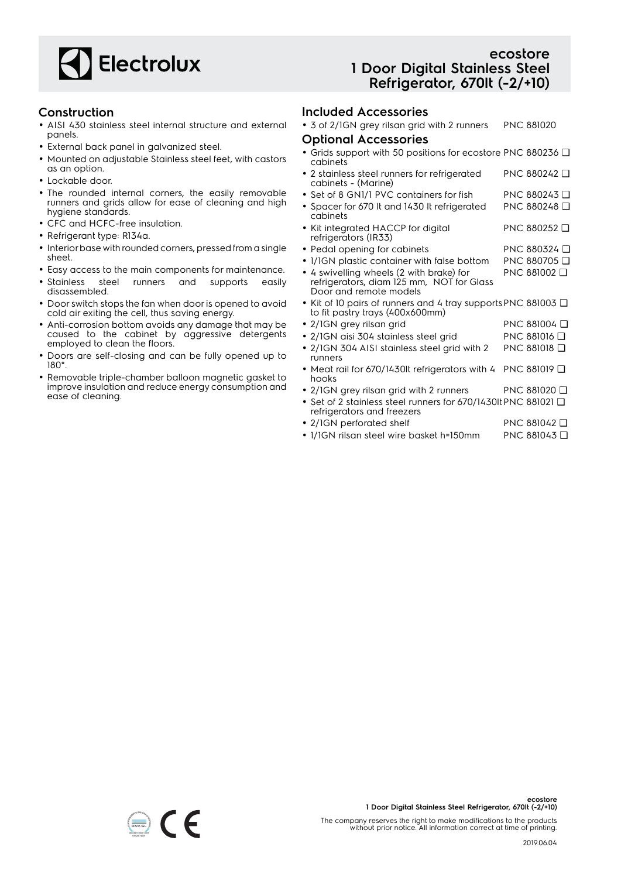# ecostore
# 1 Door Digital Stainless Steel Refrigerator, 670lt (-2/+10)

## Construction

- AISI 430 stainless steel internal structure and external panels.
- External back panel in galvanized steel.
- Mounted on adjustable Stainless steel feet, with castors as an option.
- Lockable door.
- The rounded internal corners, the easily removable runners and grids allow for ease of cleaning and high hygiene standards.
- CFC and HCFC-free insulation.
- Refrigerant type: R134a.
- Interior base with rounded corners, pressed from a single sheet.
- Easy access to the main components for maintenance.
- Stainless steel runners and supports easily disassembled.
- Door switch stops the fan when door is opened to avoid cold air exiting the cell, thus saving energy.
- Anti-corrosion bottom avoids any damage that may be caused to the cabinet by aggressive detergents employed to clean the floors.
- Doors are self-closing and can be fully opened up to 180°.
- Removable triple-chamber balloon magnetic gasket to improve insulation and reduce energy consumption and ease of cleaning.

## Included Accessories

- 3 of 2/1GN grey rilsan grid with 2 runners PNC 881020

## Optional Accessories

- Grids support with 50 positions for ecostore cabinets - (Marine) PNC 880236 ❑
- 2 stainless steel runners for refrigerated cabinets PNC 880242 ❑
- Set of 8 GN1/1 PVC containers for fish PNC 880243 ❑
- Spacer for 670 lt and 1430 lt refrigerated cabinets PNC 880248 ❑
- Kit integrated HACCP for digital refrigerators (IR33) PNC 880252 ❑
- Pedal opening for cabinets PNC 880324 ❑
- 1/1GN plastic container with false bottom PNC 880705 ❑
- 4 swivelling wheels (2 with brake) for refrigerators, diam 125 mm, NOT for Glass Door and remote models PNC 881002 ❑
- Kit of 10 pairs of runners and 4 tray supports to fit pastry trays (400x600mm) PNC 881003 ❑
- 2/1GN grey rilsan grid PNC 881004 ❑
- 2/1GN aisi 304 stainless steel grid PNC 881016 ❑
- 2/1GN 304 AISI stainless steel grid with 2 runners PNC 881018 ❑
- Meat rail for 670/1430lt refrigerators with 4 hooks PNC 881019 ❑
- 2/1GN grey rilsan grid with 2 runners PNC 881020 ❑
- Set of 2 stainless steel runners for 670/1430lt refrigerators and freezers PNC 881021 ❑
- 2/1GN perforated shelf PNC 881042 ❑
- 1/1GN rilsan steel wire basket h=150mm PNC 881043 ❑

The company reserves the right to make modifications to the products without prior notice. All information correct at time of printing.

2019.06.04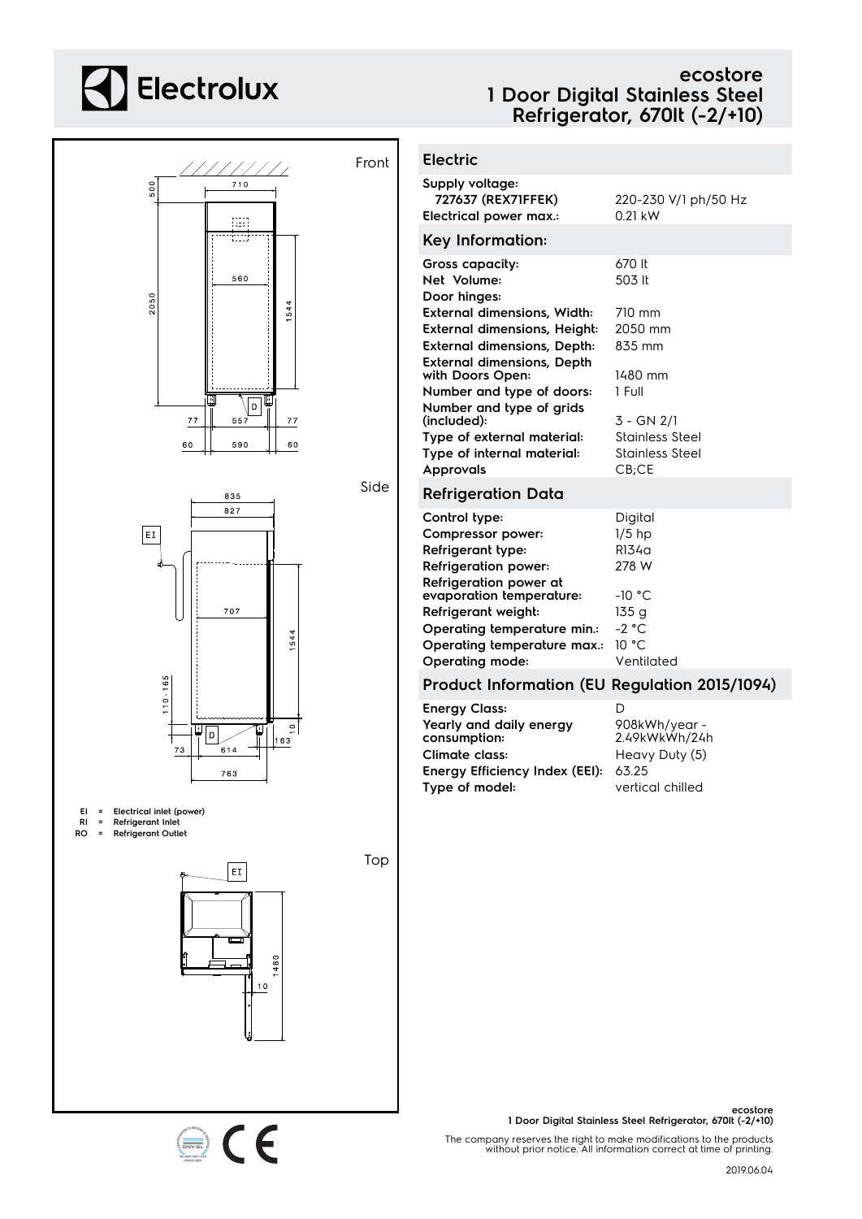# Electrolux

## ecostore 1 Door Digital Stainless Steel Refrigerator, 670lt (-2/+10)

Front

Side

Top

EI = Electrical inlet (power)
RI = Refrigerant Inlet
RO = Refrigerant Outlet

### Electric

| | |
|---|---|
| **Supply voltage:** | |
| **727637 (REX71FFEK)** | 220-230 V/1 ph/50 Hz |
| **Electrical power max.:** | 0.21 kW |

### Key Information:

| | |
|---|---|
| **Gross capacity:** | 670 lt |
| **Net Volume:** | 503 lt |
| **Door hinges:** | |
| **External dimensions, Width:** | 710 mm |
| **External dimensions, Height:** | 2050 mm |
| **External dimensions, Depth:** | 835 mm |
| **External dimensions, Depth with Doors Open:** | 1480 mm |
| **Number and type of doors:** | 1 Full |
| **Number and type of grids (included):** | 3 - GN 2/1 |
| **Type of external material:** | Stainless Steel |
| **Type of internal material:** | Stainless Steel |
| **Approvals** | CB;CE |

### Refrigeration Data

| | |
|---|---|
| **Control type:** | Digital |
| **Compressor power:** | 1/5 hp |
| **Refrigerant type:** | R134a |
| **Refrigeration power:** | 278 W |
| **Refrigeration power at evaporation temperature:** | -10 °C |
| **Refrigerant weight:** | 135 g |
| **Operating temperature min.:** | -2 °C |
| **Operating temperature max.:** | 10 °C |
| **Operating mode:** | Ventilated |

### Product Information (EU Regulation 2015/1094)

| | |
|---|---|
| **Energy Class:** | D |
| **Yearly and daily energy consumption:** | 908kWh/year - 2.49kWkWh/24h |
| **Climate class:** | Heavy Duty (5) |
| **Energy Efficiency Index (EEI):** | 63.25 |
| **Type of model:** | vertical chilled |

The company reserves the right to make modifications to the products without prior notice. All information correct at time of printing.

2019.06.04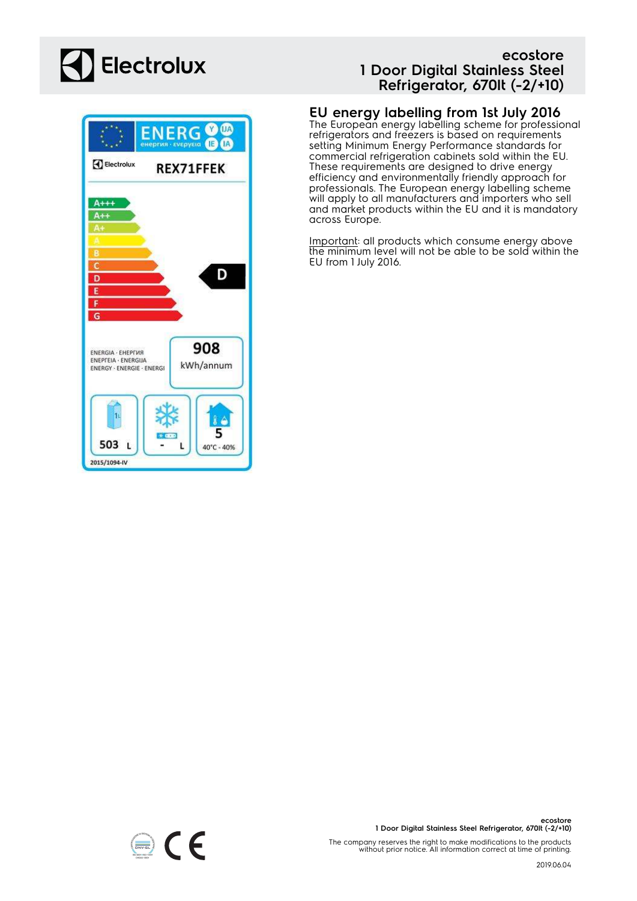# ecostore
## 1 Door Digital Stainless Steel Refrigerator, 670lt (-2/+10)

ENERG Y IJA IE IA
енергия · ενεργεια

Electrolux REX71FFEK

A+++
A++
A+
A
B
C
D
E
F
G

D

ENERGIA · ЕНЕРГИЯ
ENEPΓEIA · ENERGIJA
ENERGY · ENERGIE · ENERGI

908 kWh/annum

503 L

- L

5
40°C - 40%

2015/1094-IV

## EU energy labelling from 1st July 2016

The European energy labelling scheme for professional refrigerators and freezers is based on requirements setting Minimum Energy Performance standards for commercial refrigeration cabinets sold within the EU. These requirements are designed to drive energy efficiency and environmentally friendly approach for professionals. The European energy labelling scheme will apply to all manufacturers and importers who sell and market products within the EU and it is mandatory across Europe.

Important: all products which consume energy above the minimum level will not be able to be sold within the EU from 1 July 2016.

The company reserves the right to make modifications to the products without prior notice. All information correct at time of printing.

2019.06.04